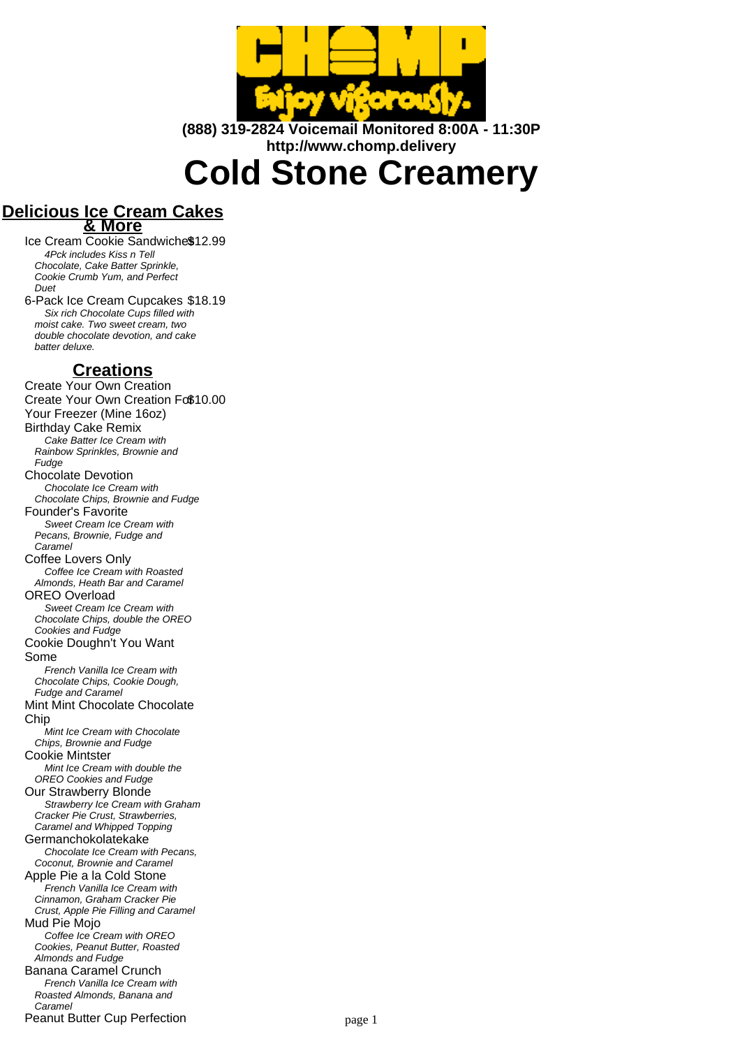(888) 319-2824 Voicemail Monitored 8:00A - 11:30P
http://www.chomp.delivery

# Cold Stone Creamery

## Delicious Ice Cream Cakes & More

Ice Cream Cookie Sandwiches $12.99

*4Pck includes Kiss n Tell Chocolate, Cake Batter Sprinkle, Cookie Crumb Yum, and Perfect Duet*

6-Pack Ice Cream Cupcakes $18.19

*Six rich Chocolate Cups filled with moist cake. Two sweet cream, two double chocolate devotion, and cake batter deluxe.*

## Creations

Create Your Own Creation

Create Your Own Creation For Your Freezer (Mine 16oz) $10.00

Birthday Cake Remix

*Cake Batter Ice Cream with Rainbow Sprinkles, Brownie and Fudge*

Chocolate Devotion

*Chocolate Ice Cream with Chocolate Chips, Brownie and Fudge*

Founder's Favorite

*Sweet Cream Ice Cream with Pecans, Brownie, Fudge and Caramel*

Coffee Lovers Only

*Coffee Ice Cream with Roasted Almonds, Heath Bar and Caramel*

OREO Overload

*Sweet Cream Ice Cream with Chocolate Chips, double the OREO Cookies and Fudge*

Cookie Doughn't You Want Some

*French Vanilla Ice Cream with Chocolate Chips, Cookie Dough, Fudge and Caramel*

Mint Mint Chocolate Chocolate Chip

*Mint Ice Cream with Chocolate Chips, Brownie and Fudge*

Cookie Mintster

*Mint Ice Cream with double the OREO Cookies and Fudge*

Our Strawberry Blonde

*Strawberry Ice Cream with Graham Cracker Pie Crust, Strawberries, Caramel and Whipped Topping*

Germanchokolatekake

*Chocolate Ice Cream with Pecans, Coconut, Brownie and Caramel*

Apple Pie a la Cold Stone

*French Vanilla Ice Cream with Cinnamon, Graham Cracker Pie Crust, Apple Pie Filling and Caramel*

Mud Pie Mojo

*Coffee Ice Cream with OREO Cookies, Peanut Butter, Roasted Almonds and Fudge*

Banana Caramel Crunch

*French Vanilla Ice Cream with Roasted Almonds, Banana and Caramel*

Peanut Butter Cup Perfection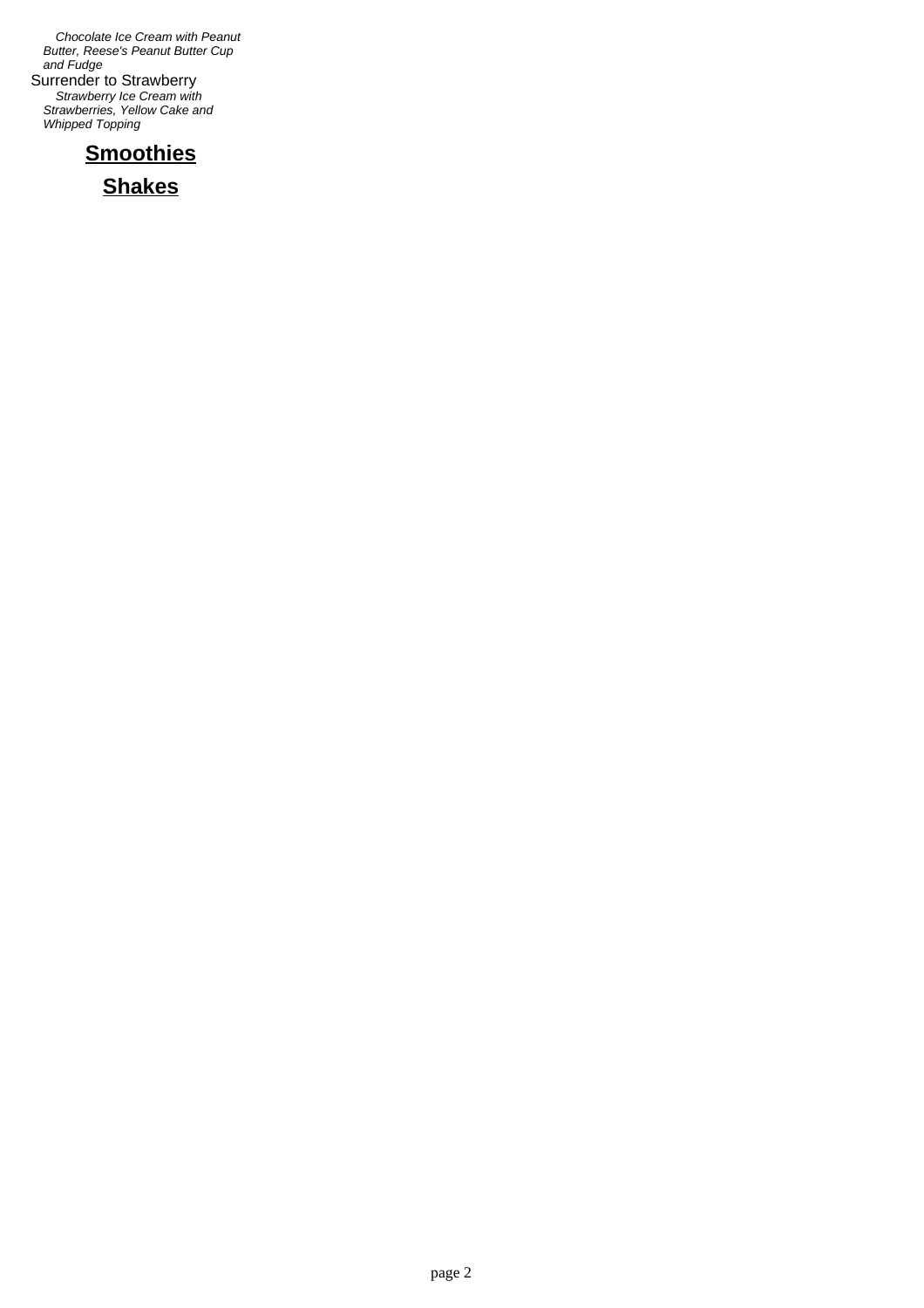*Chocolate Ice Cream with Peanut Butter, Reese's Peanut Butter Cup and Fudge*

Surrender to Strawberry

*Strawberry Ice Cream with Strawberries, Yellow Cake and Whipped Topping*

## **Smoothies**

## **Shakes**